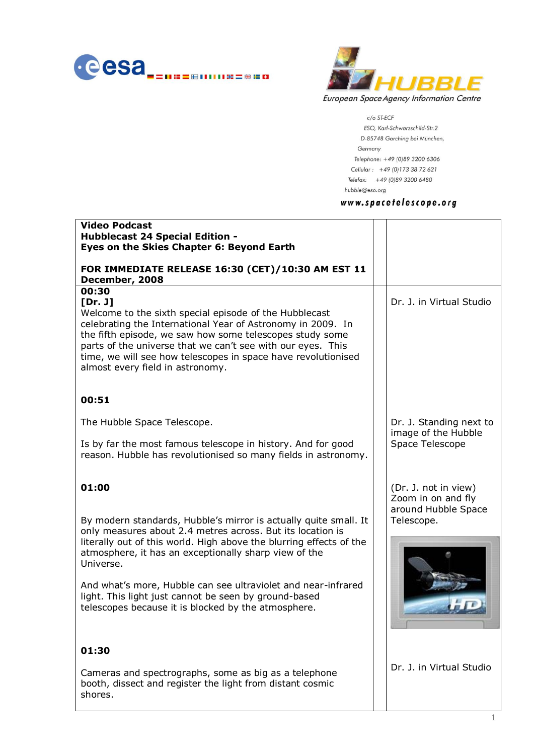European Space Agency Information Centre

c/o ST-ECF
ESO, Karl-Schwarzschild-Str.2
D-85748 Garching bei München,
Germany
Telephone: +49 (0)89 3200 6306
Cellular : +49 (0)173 38 72 621
Telefax: +49 (0)89 3200 6480
hubble@eso.org

**www.spacetelescope.org**

| | |
|---|---|
| **Video Podcast**<br>**Hubblecast 24 Special Edition -**<br>**Eyes on the Skies Chapter 6: Beyond Earth**<br><br>**FOR IMMEDIATE RELEASE 16:30 (CET)/10:30 AM EST 11 December, 2008** | |
| **00:30**<br>**[Dr. J]**<br>Welcome to the sixth special episode of the Hubblecast celebrating the International Year of Astronomy in 2009. In the fifth episode, we saw how some telescopes study some parts of the universe that we can't see with our eyes. This time, we will see how telescopes in space have revolutionised almost every field in astronomy. | Dr. J. in Virtual Studio |
| **00:51**<br><br>The Hubble Space Telescope.<br><br>Is by far the most famous telescope in history. And for good reason. Hubble has revolutionised so many fields in astronomy. | Dr. J. Standing next to image of the Hubble Space Telescope |
| **01:00**<br><br>By modern standards, Hubble's mirror is actually quite small. It only measures about 2.4 metres across. But its location is literally out of this world. High above the blurring effects of the atmosphere, it has an exceptionally sharp view of the Universe.<br><br>And what's more, Hubble can see ultraviolet and near-infrared light. This light just cannot be seen by ground-based telescopes because it is blocked by the atmosphere. | (Dr. J. not in view) Zoom in on and fly around Hubble Space Telescope. |
| **01:30**<br><br>Cameras and spectrographs, some as big as a telephone booth, dissect and register the light from distant cosmic shores. | Dr. J. in Virtual Studio |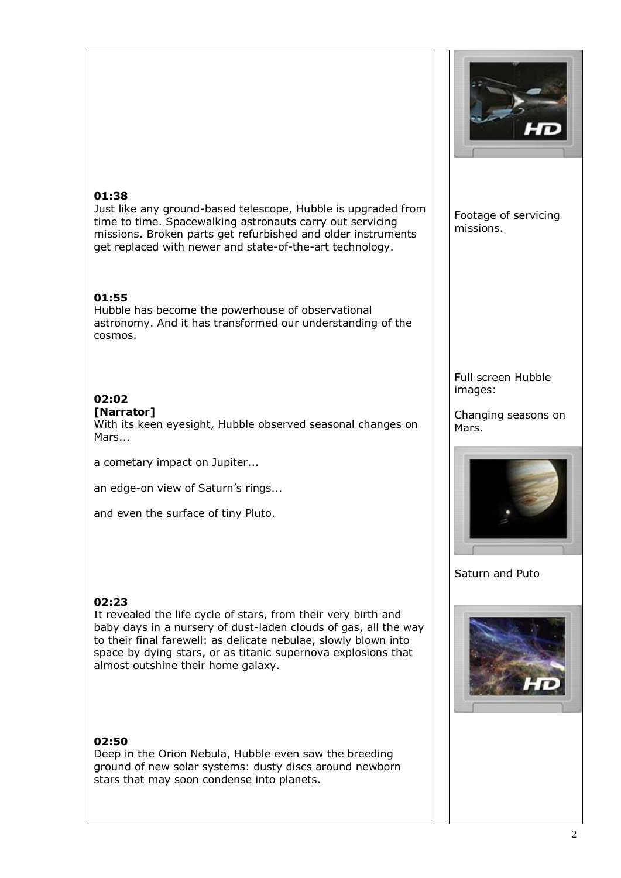**01:38**
Just like any ground-based telescope, Hubble is upgraded from time to time. Spacewalking astronauts carry out servicing missions. Broken parts get refurbished and older instruments get replaced with newer and state-of-the-art technology.

Footage of servicing missions.

**01:55**
Hubble has become the powerhouse of observational astronomy. And it has transformed our understanding of the cosmos.

Full screen Hubble images:

**02:02**
**[Narrator]**
With its keen eyesight, Hubble observed seasonal changes on Mars...

Changing seasons on Mars.

a cometary impact on Jupiter...

an edge-on view of Saturn's rings...

and even the surface of tiny Pluto.

Saturn and Puto

**02:23**
It revealed the life cycle of stars, from their very birth and baby days in a nursery of dust-laden clouds of gas, all the way to their final farewell: as delicate nebulae, slowly blown into space by dying stars, or as titanic supernova explosions that almost outshine their home galaxy.

**02:50**
Deep in the Orion Nebula, Hubble even saw the breeding ground of new solar systems: dusty discs around newborn stars that may soon condense into planets.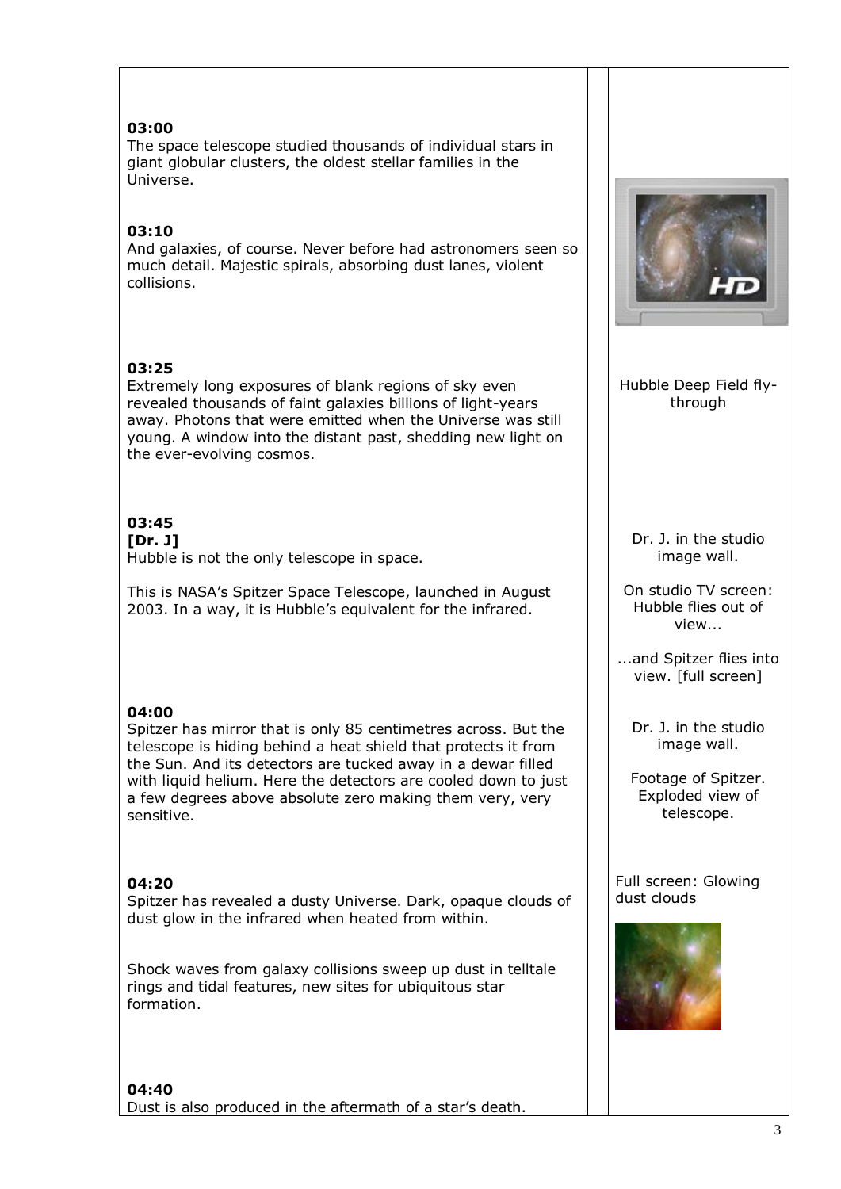| | | |
|---|---|---|
| **03:00**<br>The space telescope studied thousands of individual stars in giant globular clusters, the oldest stellar families in the Universe. | | |
| **03:10**<br>And galaxies, of course. Never before had astronomers seen so much detail. Majestic spirals, absorbing dust lanes, violent collisions. | | |
| **03:25**<br>Extremely long exposures of blank regions of sky even revealed thousands of faint galaxies billions of light-years away. Photons that were emitted when the Universe was still young. A window into the distant past, shedding new light on the ever-evolving cosmos. | | Hubble Deep Field fly-through |
| **03:45**<br>**[Dr. J]**<br>Hubble is not the only telescope in space.<br><br>This is NASA's Spitzer Space Telescope, launched in August 2003. In a way, it is Hubble's equivalent for the infrared. | | Dr. J. in the studio image wall.<br><br>On studio TV screen: Hubble flies out of view...<br><br>...and Spitzer flies into view. [full screen] |
| **04:00**<br>Spitzer has mirror that is only 85 centimetres across. But the telescope is hiding behind a heat shield that protects it from the Sun. And its detectors are tucked away in a dewar filled with liquid helium. Here the detectors are cooled down to just a few degrees above absolute zero making them very, very sensitive. | | Dr. J. in the studio image wall.<br><br>Footage of Spitzer. Exploded view of telescope. |
| **04:20**<br>Spitzer has revealed a dusty Universe. Dark, opaque clouds of dust glow in the infrared when heated from within.<br><br>Shock waves from galaxy collisions sweep up dust in telltale rings and tidal features, new sites for ubiquitous star formation. | | Full screen: Glowing dust clouds |
| **04:40**<br>Dust is also produced in the aftermath of a star's death. | | |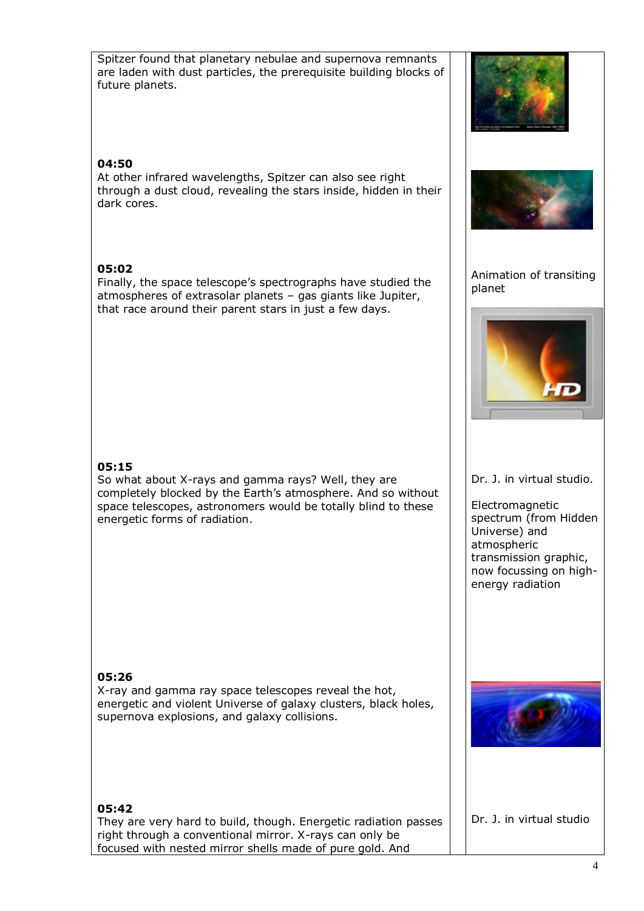| | |
|---|---|
| Spitzer found that planetary nebulae and supernova remnants are laden with dust particles, the prerequisite building blocks of future planets. | |
| **04:50**<br>At other infrared wavelengths, Spitzer can also see right through a dust cloud, revealing the stars inside, hidden in their dark cores. | |
| **05:02**<br>Finally, the space telescope's spectrographs have studied the atmospheres of extrasolar planets – gas giants like Jupiter, that race around their parent stars in just a few days. | Animation of transiting planet |
| **05:15**<br>So what about X-rays and gamma rays? Well, they are completely blocked by the Earth's atmosphere. And so without space telescopes, astronomers would be totally blind to these energetic forms of radiation. | Dr. J. in virtual studio.<br><br>Electromagnetic spectrum (from Hidden Universe) and atmospheric transmission graphic, now focussing on high-energy radiation |
| **05:26**<br>X-ray and gamma ray space telescopes reveal the hot, energetic and violent Universe of galaxy clusters, black holes, supernova explosions, and galaxy collisions. | |
| **05:42**<br>They are very hard to build, though. Energetic radiation passes right through a conventional mirror. X-rays can only be focused with nested mirror shells made of pure gold. And | Dr. J. in virtual studio |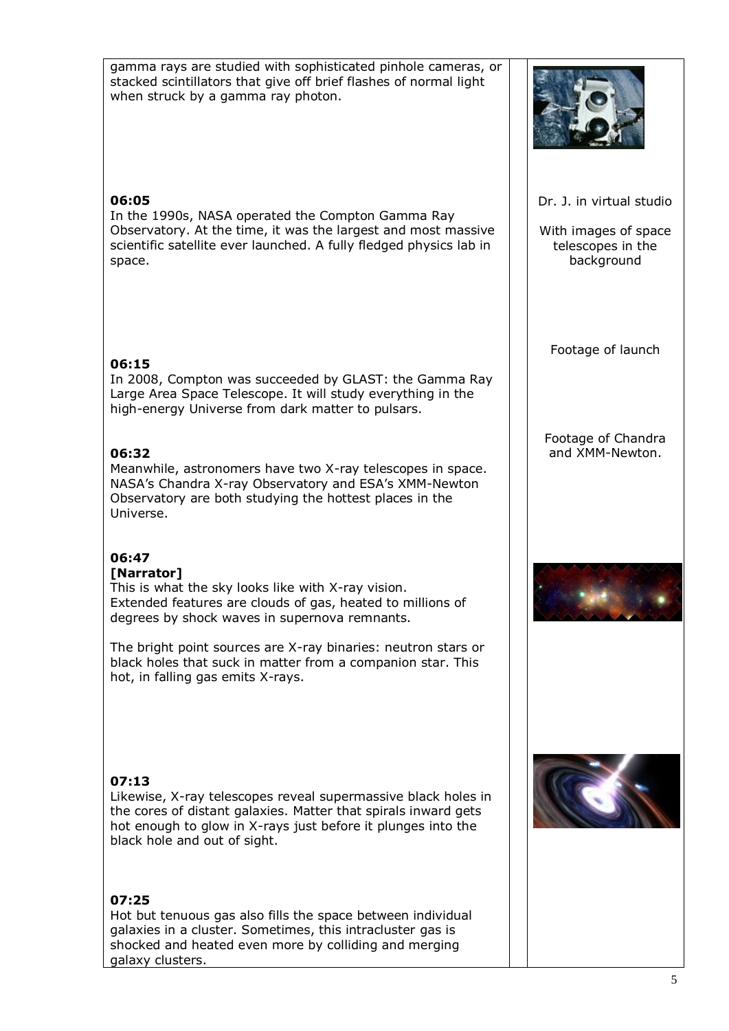| | | |
|---|---|---|
| gamma rays are studied with sophisticated pinhole cameras, or stacked scintillators that give off brief flashes of normal light when struck by a gamma ray photon. | | |
| **06:05**<br>In the 1990s, NASA operated the Compton Gamma Ray Observatory. At the time, it was the largest and most massive scientific satellite ever launched. A fully fledged physics lab in space. | | Dr. J. in virtual studio<br><br>With images of space telescopes in the background |
| **06:15**<br>In 2008, Compton was succeeded by GLAST: the Gamma Ray Large Area Space Telescope. It will study everything in the high-energy Universe from dark matter to pulsars. | | Footage of launch |
| **06:32**<br>Meanwhile, astronomers have two X-ray telescopes in space. NASA's Chandra X-ray Observatory and ESA's XMM-Newton Observatory are both studying the hottest places in the Universe. | | Footage of Chandra and XMM-Newton. |
| **06:47**<br>**[Narrator]**<br>This is what the sky looks like with X-ray vision. Extended features are clouds of gas, heated to millions of degrees by shock waves in supernova remnants.<br><br>The bright point sources are X-ray binaries: neutron stars or black holes that suck in matter from a companion star. This hot, in falling gas emits X-rays. | | |
| **07:13**<br>Likewise, X-ray telescopes reveal supermassive black holes in the cores of distant galaxies. Matter that spirals inward gets hot enough to glow in X-rays just before it plunges into the black hole and out of sight. | | |
| **07:25**<br>Hot but tenuous gas also fills the space between individual galaxies in a cluster. Sometimes, this intracluster gas is shocked and heated even more by colliding and merging galaxy clusters. | | |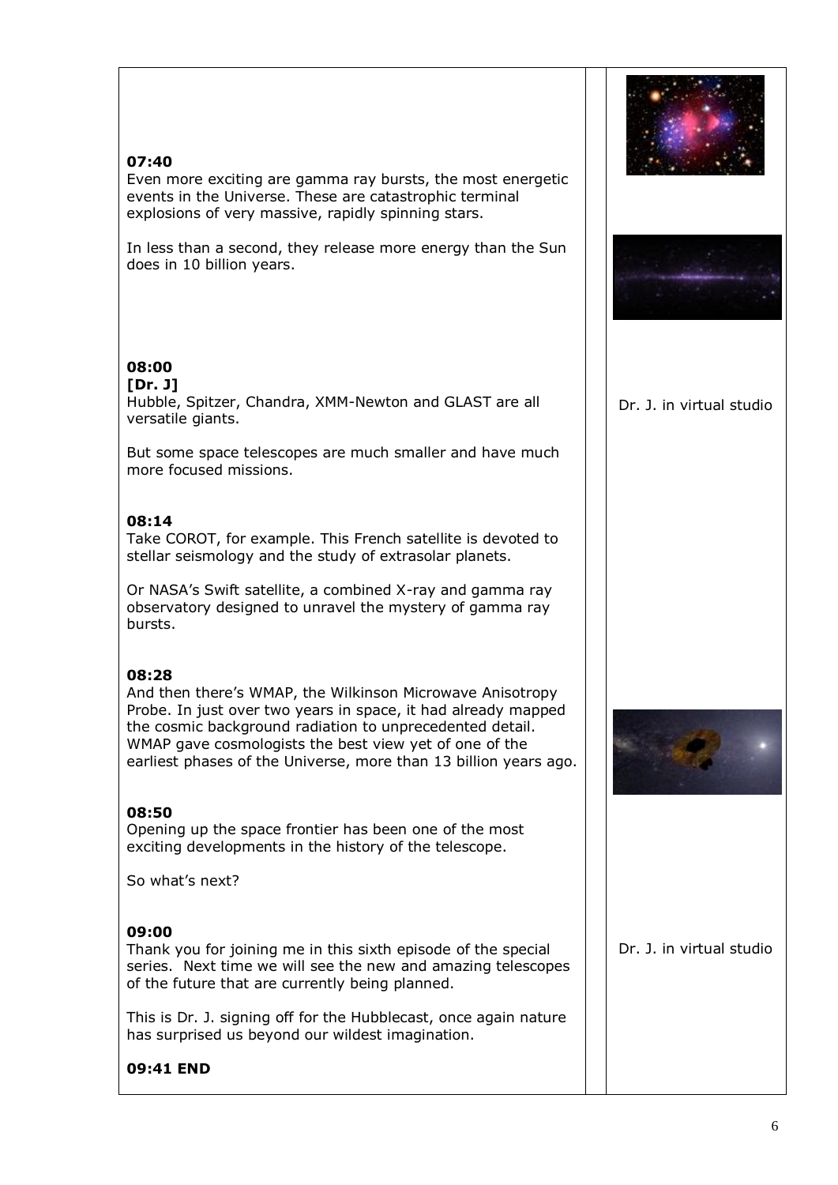**07:40**
Even more exciting are gamma ray bursts, the most energetic events in the Universe. These are catastrophic terminal explosions of very massive, rapidly spinning stars.

In less than a second, they release more energy than the Sun does in 10 billion years.

**08:00**
**[Dr. J]**
Hubble, Spitzer, Chandra, XMM-Newton and GLAST are all versatile giants.

Dr. J. in virtual studio

But some space telescopes are much smaller and have much more focused missions.

**08:14**
Take COROT, for example. This French satellite is devoted to stellar seismology and the study of extrasolar planets.

Or NASA's Swift satellite, a combined X-ray and gamma ray observatory designed to unravel the mystery of gamma ray bursts.

**08:28**
And then there's WMAP, the Wilkinson Microwave Anisotropy Probe. In just over two years in space, it had already mapped the cosmic background radiation to unprecedented detail. WMAP gave cosmologists the best view yet of one of the earliest phases of the Universe, more than 13 billion years ago.

**08:50**
Opening up the space frontier has been one of the most exciting developments in the history of the telescope.

So what's next?

**09:00**
Thank you for joining me in this sixth episode of the special series. Next time we will see the new and amazing telescopes of the future that are currently being planned.

Dr. J. in virtual studio

This is Dr. J. signing off for the Hubblecast, once again nature has surprised us beyond our wildest imagination.

**09:41 END**